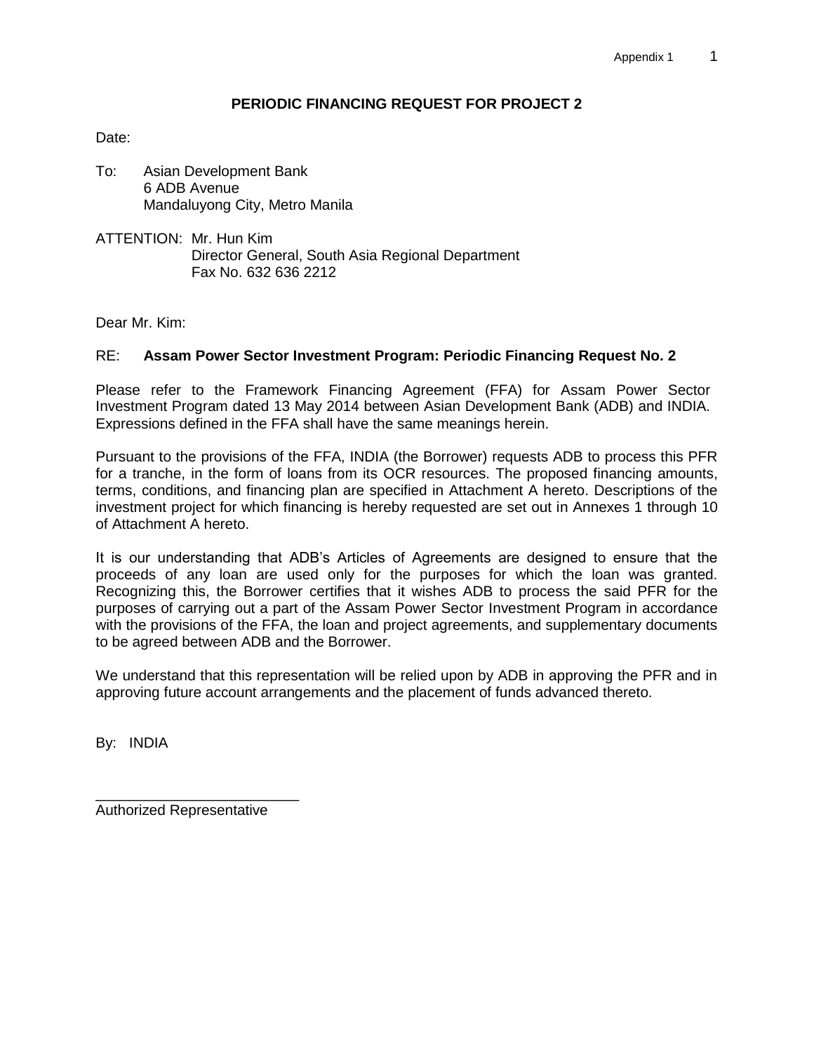# PERIODIC FINANCING REQUEST FOR PROJECT 2

Date:

To: Asian Development Bank
6 ADB Avenue
Mandaluyong City, Metro Manila

ATTENTION: Mr. Hun Kim
Director General, South Asia Regional Department
Fax No. 632 636 2212

Dear Mr. Kim:

RE: **Assam Power Sector Investment Program: Periodic Financing Request No. 2**

Please refer to the Framework Financing Agreement (FFA) for Assam Power Sector Investment Program dated 13 May 2014 between Asian Development Bank (ADB) and INDIA. Expressions defined in the FFA shall have the same meanings herein.

Pursuant to the provisions of the FFA, INDIA (the Borrower) requests ADB to process this PFR for a tranche, in the form of loans from its OCR resources. The proposed financing amounts, terms, conditions, and financing plan are specified in Attachment A hereto. Descriptions of the investment project for which financing is hereby requested are set out in Annexes 1 through 10 of Attachment A hereto.

It is our understanding that ADB's Articles of Agreements are designed to ensure that the proceeds of any loan are used only for the purposes for which the loan was granted. Recognizing this, the Borrower certifies that it wishes ADB to process the said PFR for the purposes of carrying out a part of the Assam Power Sector Investment Program in accordance with the provisions of the FFA, the loan and project agreements, and supplementary documents to be agreed between ADB and the Borrower.

We understand that this representation will be relied upon by ADB in approving the PFR and in approving future account arrangements and the placement of funds advanced thereto.

By: INDIA

\_\_\_\_\_\_\_\_\_\_\_\_\_\_\_\_\_\_\_\_\_\_\_\_\_\_
Authorized Representative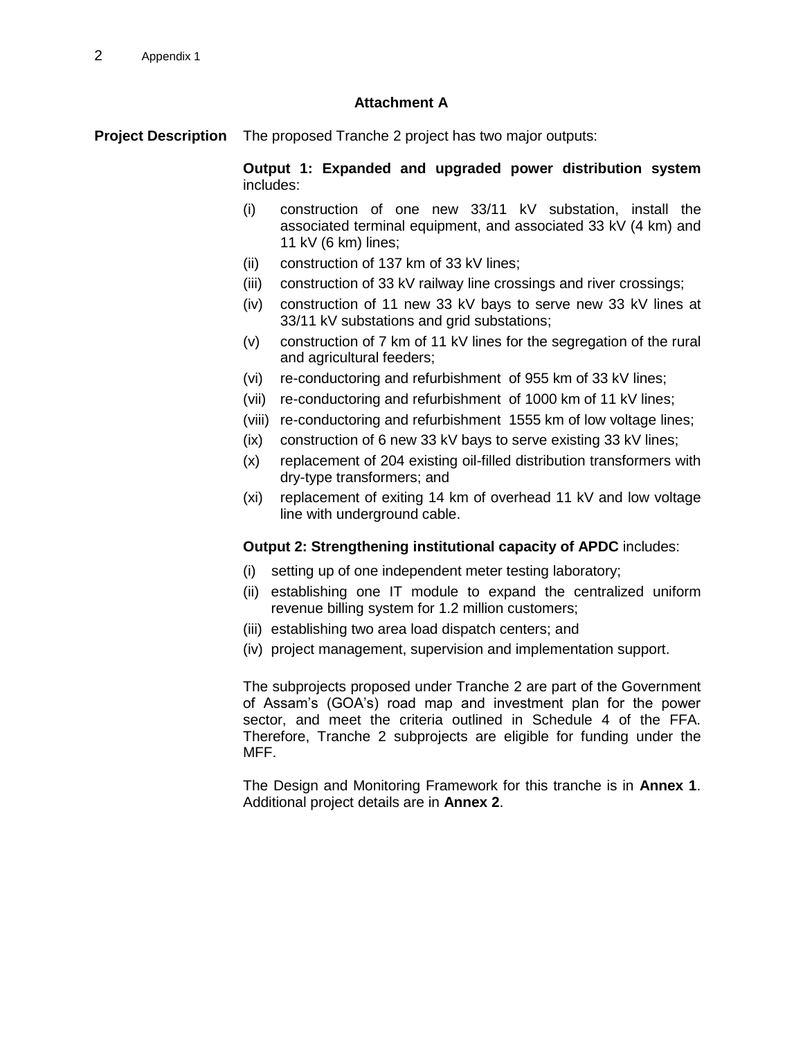## Attachment A

**Project Description** The proposed Tranche 2 project has two major outputs:

**Output 1: Expanded and upgraded power distribution system** includes:

(i) construction of one new 33/11 kV substation, install the associated terminal equipment, and associated 33 kV (4 km) and 11 kV (6 km) lines;

(ii) construction of 137 km of 33 kV lines;

(iii) construction of 33 kV railway line crossings and river crossings;

(iv) construction of 11 new 33 kV bays to serve new 33 kV lines at 33/11 kV substations and grid substations;

(v) construction of 7 km of 11 kV lines for the segregation of the rural and agricultural feeders;

(vi) re-conductoring and refurbishment of 955 km of 33 kV lines;

(vii) re-conductoring and refurbishment of 1000 km of 11 kV lines;

(viii) re-conductoring and refurbishment 1555 km of low voltage lines;

(ix) construction of 6 new 33 kV bays to serve existing 33 kV lines;

(x) replacement of 204 existing oil-filled distribution transformers with dry-type transformers; and

(xi) replacement of exiting 14 km of overhead 11 kV and low voltage line with underground cable.

**Output 2: Strengthening institutional capacity of APDC** includes:

(i) setting up of one independent meter testing laboratory;

(ii) establishing one IT module to expand the centralized uniform revenue billing system for 1.2 million customers;

(iii) establishing two area load dispatch centers; and

(iv) project management, supervision and implementation support.

The subprojects proposed under Tranche 2 are part of the Government of Assam's (GOA's) road map and investment plan for the power sector, and meet the criteria outlined in Schedule 4 of the FFA. Therefore, Tranche 2 subprojects are eligible for funding under the MFF.

The Design and Monitoring Framework for this tranche is in **Annex 1**. Additional project details are in **Annex 2**.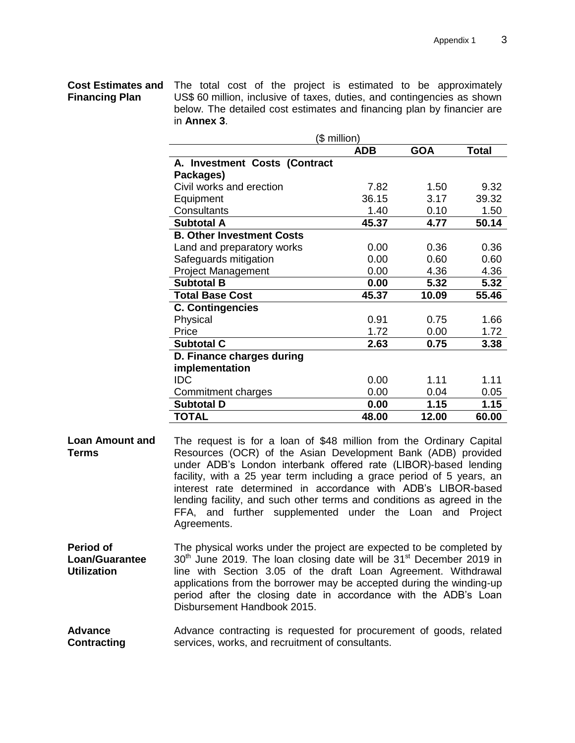**Cost Estimates and Financing Plan**

The total cost of the project is estimated to be approximately US$ 60 million, inclusive of taxes, duties, and contingencies as shown below. The detailed cost estimates and financing plan by financier are in **Annex 3**.

($ million)

| | ADB | GOA | Total |
|---|---|---|---|
| **A. Investment Costs (Contract Packages)** | | | |
| Civil works and erection | 7.82 | 1.50 | 9.32 |
| Equipment | 36.15 | 3.17 | 39.32 |
| Consultants | 1.40 | 0.10 | 1.50 |
| **Subtotal A** | **45.37** | **4.77** | **50.14** |
| **B. Other Investment Costs** | | | |
| Land and preparatory works | 0.00 | 0.36 | 0.36 |
| Safeguards mitigation | 0.00 | 0.60 | 0.60 |
| Project Management | 0.00 | 4.36 | 4.36 |
| **Subtotal B** | **0.00** | **5.32** | **5.32** |
| **Total Base Cost** | **45.37** | **10.09** | **55.46** |
| **C. Contingencies** | | | |
| Physical | 0.91 | 0.75 | 1.66 |
| Price | 1.72 | 0.00 | 1.72 |
| **Subtotal C** | **2.63** | **0.75** | **3.38** |
| **D. Finance charges during implementation** | | | |
| IDC | 0.00 | 1.11 | 1.11 |
| Commitment charges | 0.00 | 0.04 | 0.05 |
| **Subtotal D** | **0.00** | **1.15** | **1.15** |
| **TOTAL** | **48.00** | **12.00** | **60.00** |

**Loan Amount and Terms**

The request is for a loan of $48 million from the Ordinary Capital Resources (OCR) of the Asian Development Bank (ADB) provided under ADB's London interbank offered rate (LIBOR)-based lending facility, with a 25 year term including a grace period of 5 years, an interest rate determined in accordance with ADB's LIBOR-based lending facility, and such other terms and conditions as agreed in the FFA, and further supplemented under the Loan and Project Agreements.

**Period of Loan/Guarantee Utilization**

The physical works under the project are expected to be completed by 30th June 2019. The loan closing date will be 31st December 2019 in line with Section 3.05 of the draft Loan Agreement. Withdrawal applications from the borrower may be accepted during the winding-up period after the closing date in accordance with the ADB's Loan Disbursement Handbook 2015.

**Advance Contracting**

Advance contracting is requested for procurement of goods, related services, works, and recruitment of consultants.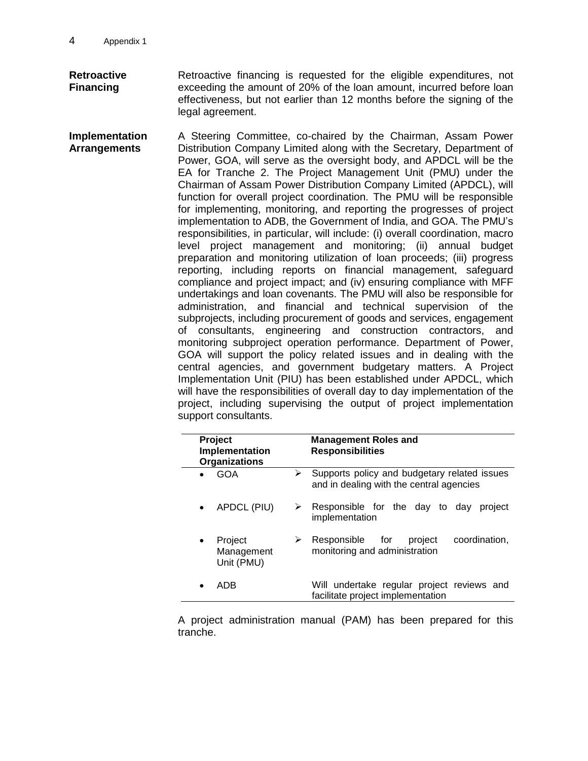| | |
|---|---|
| **Retroactive Financing** | Retroactive financing is requested for the eligible expenditures, not exceeding the amount of 20% of the loan amount, incurred before loan effectiveness, but not earlier than 12 months before the signing of the legal agreement. |
| **Implementation Arrangements** | A Steering Committee, co-chaired by the Chairman, Assam Power Distribution Company Limited along with the Secretary, Department of Power, GOA, will serve as the oversight body, and APDCL will be the EA for Tranche 2. The Project Management Unit (PMU) under the Chairman of Assam Power Distribution Company Limited (APDCL), will function for overall project coordination. The PMU will be responsible for implementing, monitoring, and reporting the progresses of project implementation to ADB, the Government of India, and GOA. The PMU's responsibilities, in particular, will include: (i) overall coordination, macro level project management and monitoring; (ii) annual budget preparation and monitoring utilization of loan proceeds; (iii) progress reporting, including reports on financial management, safeguard compliance and project impact; and (iv) ensuring compliance with MFF undertakings and loan covenants. The PMU will also be responsible for administration, and financial and technical supervision of the subprojects, including procurement of goods and services, engagement of consultants, engineering and construction contractors, and monitoring subproject operation performance. Department of Power, GOA will support the policy related issues and in dealing with the central agencies, and government budgetary matters. A Project Implementation Unit (PIU) has been established under APDCL, which will have the responsibilities of overall day to day implementation of the project, including supervising the output of project implementation support consultants. |

| Project Implementation Organizations | Management Roles and Responsibilities |
|---|---|
| • GOA | ➢ Supports policy and budgetary related issues and in dealing with the central agencies |
| • APDCL (PIU) | ➢ Responsible for the day to day project implementation |
| • Project Management Unit (PMU) | ➢ Responsible for project coordination, monitoring and administration |
| • ADB | Will undertake regular project reviews and facilitate project implementation |

A project administration manual (PAM) has been prepared for this tranche.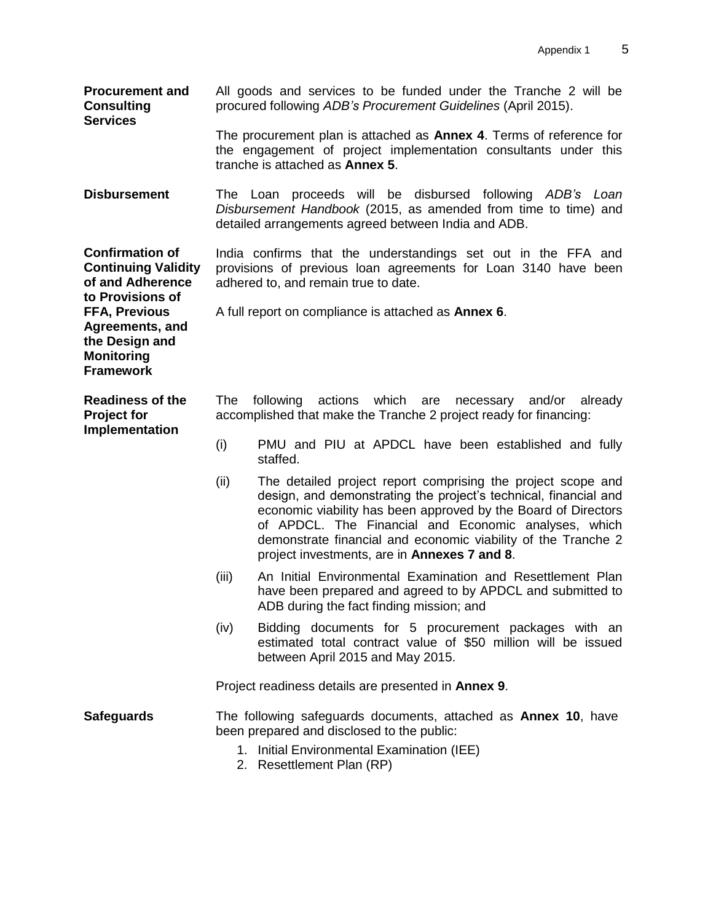**Procurement and Consulting Services**

All goods and services to be funded under the Tranche 2 will be procured following *ADB's Procurement Guidelines* (April 2015).

The procurement plan is attached as **Annex 4**. Terms of reference for the engagement of project implementation consultants under this tranche is attached as **Annex 5**.

**Disbursement**

The Loan proceeds will be disbursed following *ADB's Loan Disbursement Handbook* (2015, as amended from time to time) and detailed arrangements agreed between India and ADB.

**Confirmation of Continuing Validity of and Adherence to Provisions of FFA, Previous Agreements, and the Design and Monitoring Framework**

India confirms that the understandings set out in the FFA and provisions of previous loan agreements for Loan 3140 have been adhered to, and remain true to date.

A full report on compliance is attached as **Annex 6**.

**Readiness of the Project for Implementation**

The following actions which are necessary and/or already accomplished that make the Tranche 2 project ready for financing:

(i) PMU and PIU at APDCL have been established and fully staffed.

(ii) The detailed project report comprising the project scope and design, and demonstrating the project's technical, financial and economic viability has been approved by the Board of Directors of APDCL. The Financial and Economic analyses, which demonstrate financial and economic viability of the Tranche 2 project investments, are in **Annexes 7 and 8**.

(iii) An Initial Environmental Examination and Resettlement Plan have been prepared and agreed to by APDCL and submitted to ADB during the fact finding mission; and

(iv) Bidding documents for 5 procurement packages with an estimated total contract value of $50 million will be issued between April 2015 and May 2015.

Project readiness details are presented in **Annex 9**.

**Safeguards**

The following safeguards documents, attached as **Annex 10**, have been prepared and disclosed to the public:

1. Initial Environmental Examination (IEE)
2. Resettlement Plan (RP)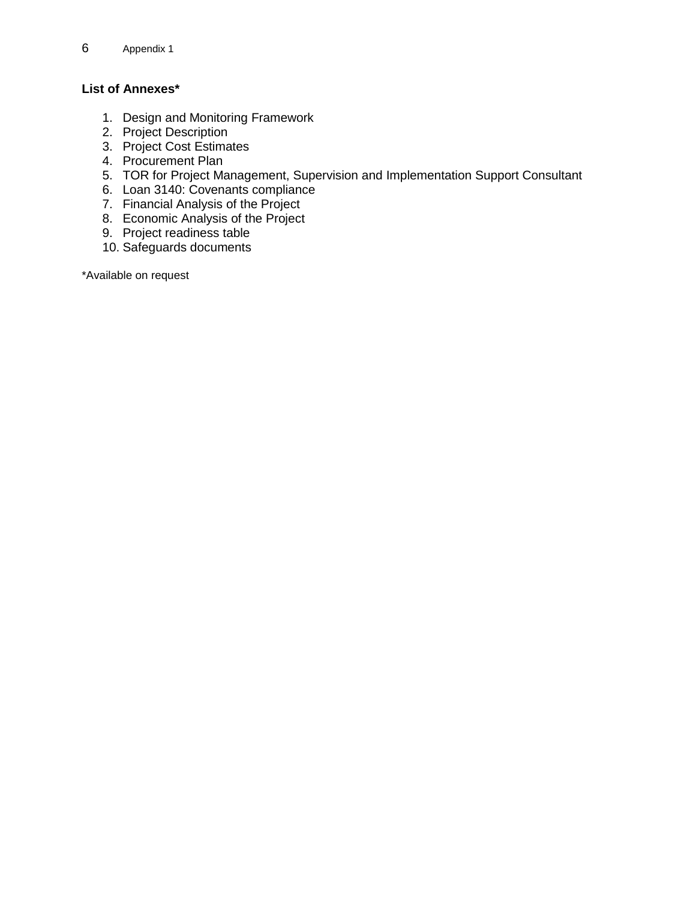**List of Annexes***

1. Design and Monitoring Framework
2. Project Description
3. Project Cost Estimates
4. Procurement Plan
5. TOR for Project Management, Supervision and Implementation Support Consultant
6. Loan 3140: Covenants compliance
7. Financial Analysis of the Project
8. Economic Analysis of the Project
9. Project readiness table
10. Safeguards documents

*Available on request